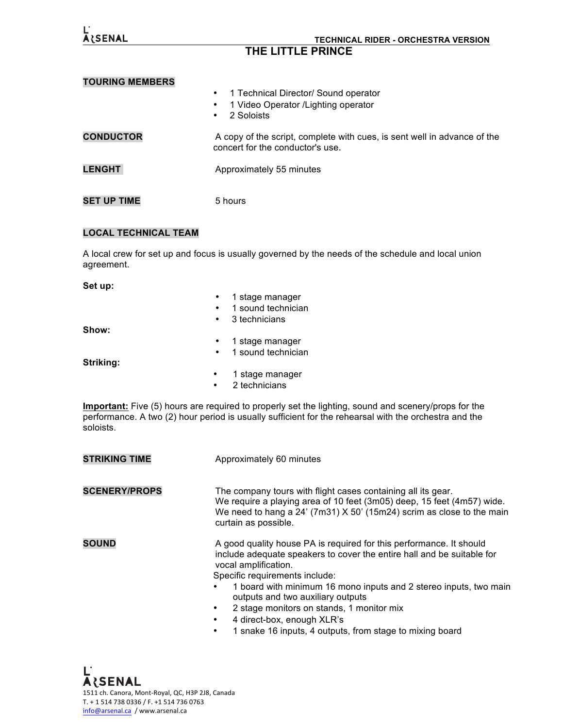**TECHNICAL RIDER - ORCHESTRA VERSION**

# THE LITTLE PRINCE

**TOURING MEMBERS**

- 1 Technical Director/ Sound operator
- 1 Video Operator /Lighting operator
- 2 Soloists

**CONDUCTOR**

A copy of the script, complete with cues, is sent well in advance of the concert for the conductor's use.

**LENGHT**

Approximately 55 minutes

**SET UP TIME**

5 hours

**LOCAL TECHNICAL TEAM**

A local crew for set up and focus is usually governed by the needs of the schedule and local union agreement.

**Set up:**

- 1 stage manager
- 1 sound technician
- 3 technicians

**Show:**

- 1 stage manager
- 1 sound technician

**Striking:**

- 1 stage manager
- 2 technicians

**Important:** Five (5) hours are required to properly set the lighting, sound and scenery/props for the performance. A two (2) hour period is usually sufficient for the rehearsal with the orchestra and the soloists.

**STRIKING TIME**

Approximately 60 minutes

**SCENERY/PROPS**

The company tours with flight cases containing all its gear.
We require a playing area of 10 feet (3m05) deep, 15 feet (4m57) wide.
We need to hang a 24' (7m31) X 50' (15m24) scrim as close to the main curtain as possible.

**SOUND**

A good quality house PA is required for this performance. It should include adequate speakers to cover the entire hall and be suitable for vocal amplification.
Specific requirements include:

- 1 board with minimum 16 mono inputs and 2 stereo inputs, two main outputs and two auxiliary outputs
- 2 stage monitors on stands, 1 monitor mix
- 4 direct-box, enough XLR's
- 1 snake 16 inputs, 4 outputs, from stage to mixing board

L'ARSENAL
1511 ch. Canora, Mont-Royal, QC, H3P 2J8, Canada
T. + 1 514 738 0336 / F. +1 514 736 0763
info@arsenal.ca / www.arsenal.ca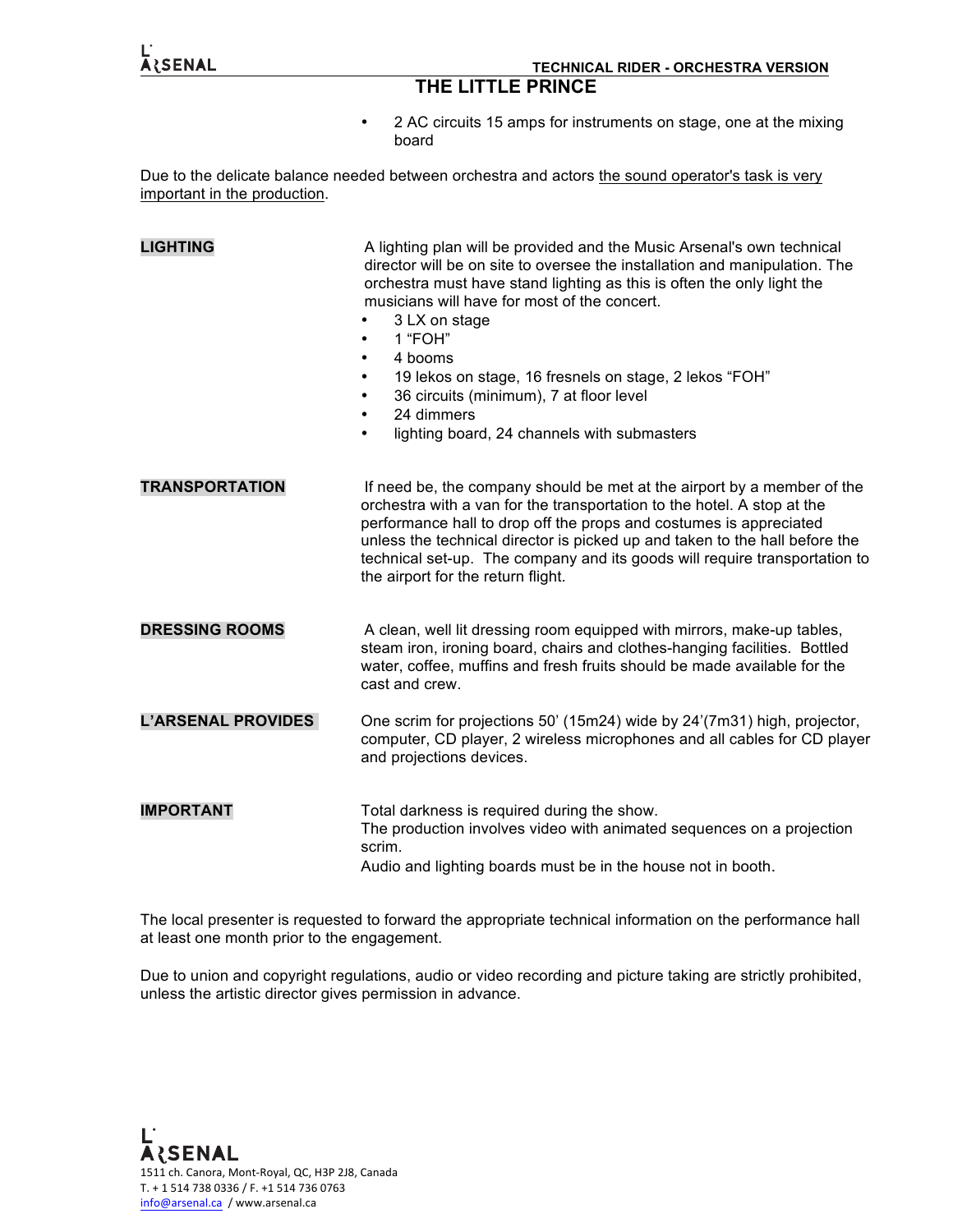# THE LITTLE PRINCE

- 2 AC circuits 15 amps for instruments on stage, one at the mixing board

Due to the delicate balance needed between orchestra and actors the sound operator's task is very important in the production.

**LIGHTING**

A lighting plan will be provided and the Music Arsenal's own technical director will be on site to oversee the installation and manipulation. The orchestra must have stand lighting as this is often the only light the musicians will have for most of the concert.

- 3 LX on stage
- 1 "FOH"
- 4 booms
- 19 lekos on stage, 16 fresnels on stage, 2 lekos "FOH"
- 36 circuits (minimum), 7 at floor level
- 24 dimmers
- lighting board, 24 channels with submasters

**TRANSPORTATION**

If need be, the company should be met at the airport by a member of the orchestra with a van for the transportation to the hotel. A stop at the performance hall to drop off the props and costumes is appreciated unless the technical director is picked up and taken to the hall before the technical set-up. The company and its goods will require transportation to the airport for the return flight.

**DRESSING ROOMS**

A clean, well lit dressing room equipped with mirrors, make-up tables, steam iron, ironing board, chairs and clothes-hanging facilities. Bottled water, coffee, muffins and fresh fruits should be made available for the cast and crew.

**L'ARSENAL PROVIDES**

One scrim for projections 50' (15m24) wide by 24'(7m31) high, projector, computer, CD player, 2 wireless microphones and all cables for CD player and projections devices.

**IMPORTANT**

Total darkness is required during the show.
The production involves video with animated sequences on a projection scrim.
Audio and lighting boards must be in the house not in booth.

The local presenter is requested to forward the appropriate technical information on the performance hall at least one month prior to the engagement.

Due to union and copyright regulations, audio or video recording and picture taking are strictly prohibited, unless the artistic director gives permission in advance.

L'ARSENAL
1511 ch. Canora, Mont-Royal, QC, H3P 2J8, Canada
T. + 1 514 738 0336 / F. +1 514 736 0763
info@arsenal.ca / www.arsenal.ca